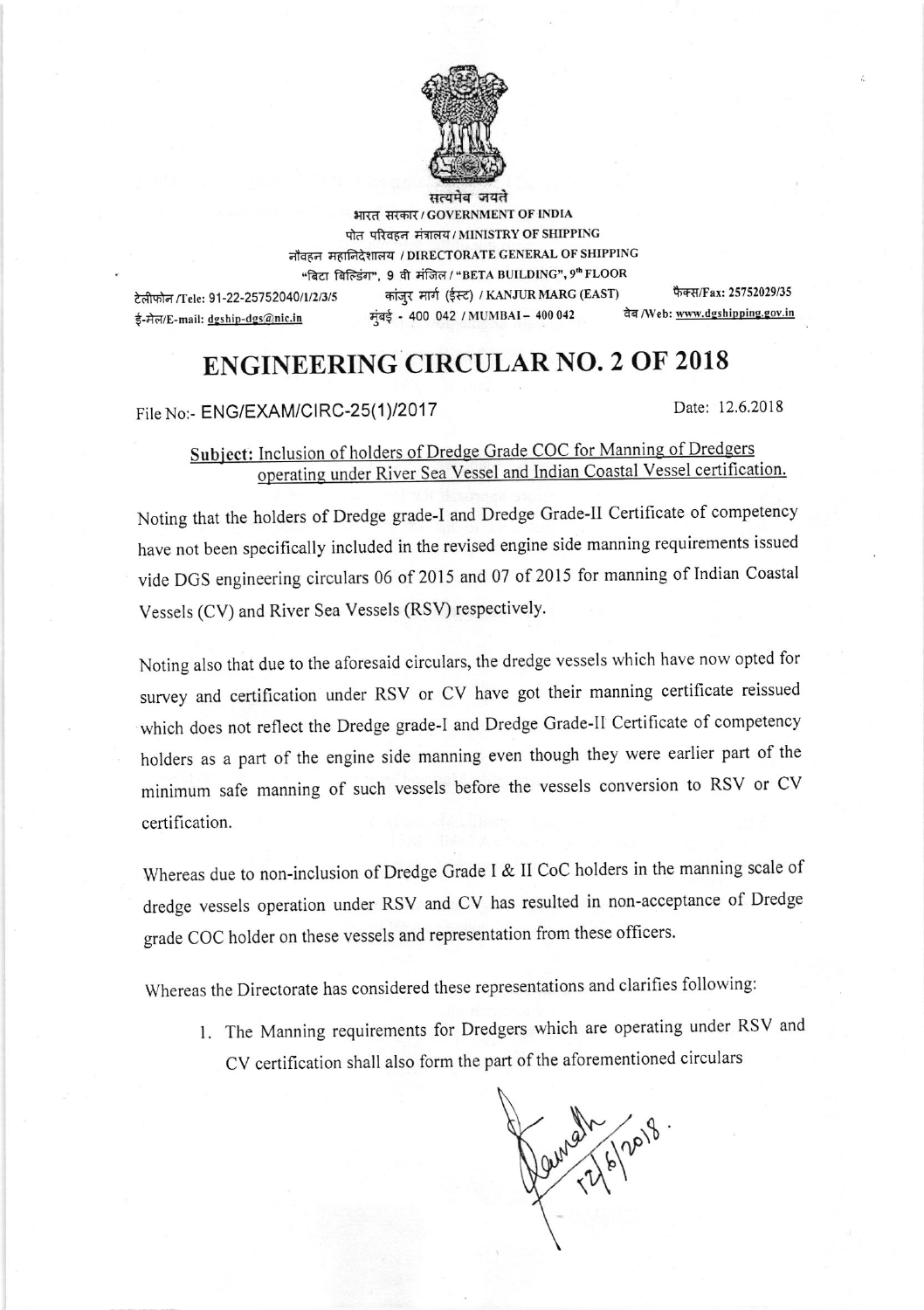सत्यमेव जयते

भारत सरकार / GOVERNMENT OF INDIA
पोत परिवहन मंत्रालय / MINISTRY OF SHIPPING
नौवहन महानिदेशालय / DIRECTORATE GENERAL OF SHIPPING
"बिटा बिल्डिंग", 9 वी मंजिल / "BETA BUILDING", 9th FLOOR
कांजुर मार्ग (ईस्ट) / KANJUR MARG (EAST)
मुंबई - 400 042 / MUMBAI – 400 042

टेलीफोन /Tele: 91-22-25752040/1/2/3/5
ई-मेल/E-mail: dgship-dgs@nic.in

फैक्स/Fax: 25752029/35
वेब /Web: www.dgshipping.gov.in

# ENGINEERING CIRCULAR NO. 2 OF 2018

File No:- ENG/EXAM/CIRC-25(1)/2017

Date: 12.6.2018

**Subject: Inclusion of holders of Dredge Grade COC for Manning of Dredgers operating under River Sea Vessel and Indian Coastal Vessel certification.**

Noting that the holders of Dredge grade-I and Dredge Grade-II Certificate of competency have not been specifically included in the revised engine side manning requirements issued vide DGS engineering circulars 06 of 2015 and 07 of 2015 for manning of Indian Coastal Vessels (CV) and River Sea Vessels (RSV) respectively.

Noting also that due to the aforesaid circulars, the dredge vessels which have now opted for survey and certification under RSV or CV have got their manning certificate reissued which does not reflect the Dredge grade-I and Dredge Grade-II Certificate of competency holders as a part of the engine side manning even though they were earlier part of the minimum safe manning of such vessels before the vessels conversion to RSV or CV certification.

Whereas due to non-inclusion of Dredge Grade I & II CoC holders in the manning scale of dredge vessels operation under RSV and CV has resulted in non-acceptance of Dredge grade COC holder on these vessels and representation from these officers.

Whereas the Directorate has considered these representations and clarifies following:

1. The Manning requirements for Dredgers which are operating under RSV and CV certification shall also form the part of the aforementioned circulars

12/6/2018.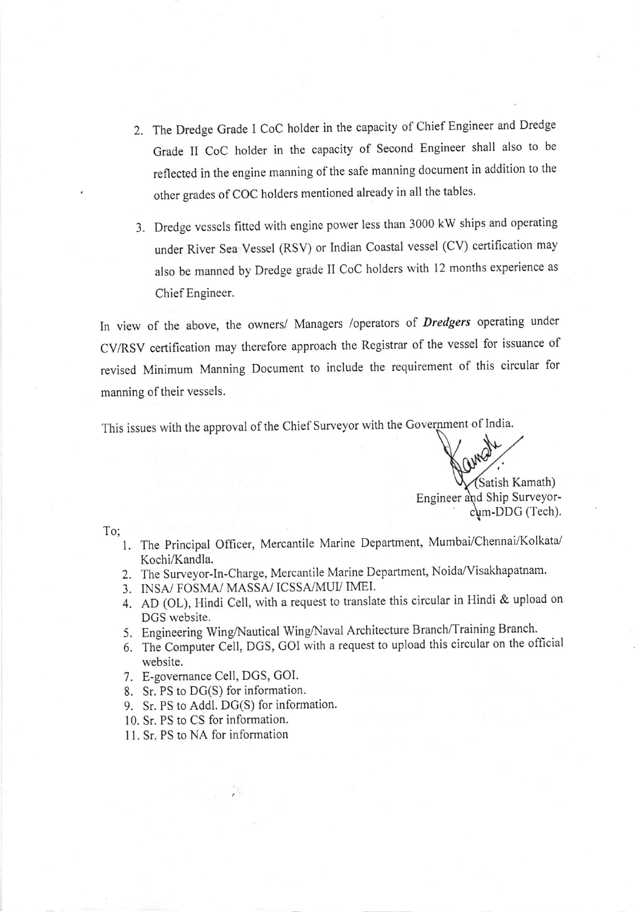2. The Dredge Grade I CoC holder in the capacity of Chief Engineer and Dredge Grade II CoC holder in the capacity of Second Engineer shall also to be reflected in the engine manning of the safe manning document in addition to the other grades of COC holders mentioned already in all the tables.

3. Dredge vessels fitted with engine power less than 3000 kW ships and operating under River Sea Vessel (RSV) or Indian Coastal vessel (CV) certification may also be manned by Dredge grade II CoC holders with 12 months experience as Chief Engineer.

In view of the above, the owners/ Managers /operators of ***Dredgers*** operating under CV/RSV certification may therefore approach the Registrar of the vessel for issuance of revised Minimum Manning Document to include the requirement of this circular for manning of their vessels.

This issues with the approval of the Chief Surveyor with the Government of India.

(Satish Kamath)
Engineer and Ship Surveyor-cum-DDG (Tech).

To;

1. The Principal Officer, Mercantile Marine Department, Mumbai/Chennai/Kolkata/ Kochi/Kandla.
2. The Surveyor-In-Charge, Mercantile Marine Department, Noida/Visakhapatnam.
3. INSA/ FOSMA/ MASSA/ ICSSA/MUI/ IMEI.
4. AD (OL), Hindi Cell, with a request to translate this circular in Hindi & upload on DGS website.
5. Engineering Wing/Nautical Wing/Naval Architecture Branch/Training Branch.
6. The Computer Cell, DGS, GOI with a request to upload this circular on the official website.
7. E-governance Cell, DGS, GOI.
8. Sr. PS to DG(S) for information.
9. Sr. PS to Addl. DG(S) for information.
10. Sr. PS to CS for information.
11. Sr. PS to NA for information